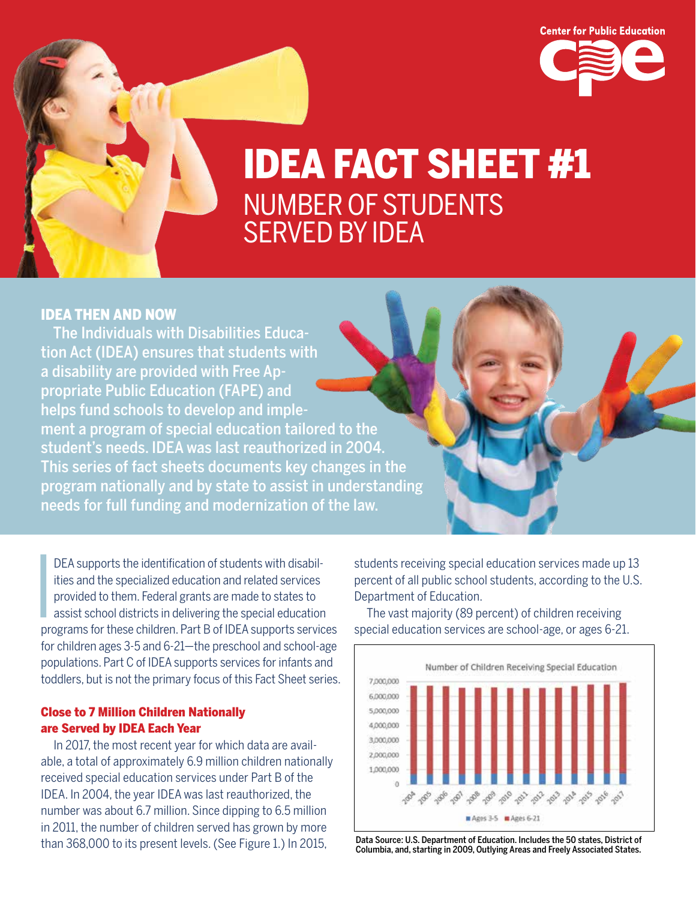Center for Public Education

# IDEA FACT SHEET #1

## NUMBER OF STUDENTS SERVED BY IDEA

### IDEA THEN AND NOW

The Individuals with Disabilities Education Act (IDEA) ensures that students with a disability are provided with Free Appropriate Public Education (FAPE) and helps fund schools to develop and implement a program of special education tailored to the student's needs. IDEA was last reauthorized in 2004. This series of fact sheets documents key changes in the program nationally and by state to assist in understanding needs for full funding and modernization of the law.

IDEA supports the identification of students with disabilities and the specialized education and related services provided to them. Federal grants are made to states to assist school districts in delivering the special education programs for these children. Part B of IDEA supports services for children ages 3-5 and 6-21—the preschool and school-age populations. Part C of IDEA supports services for infants and toddlers, but is not the primary focus of this Fact Sheet series.

### Close to 7 Million Children Nationally are Served by IDEA Each Year

In 2017, the most recent year for which data are available, a total of approximately 6.9 million children nationally received special education services under Part B of the IDEA. In 2004, the year IDEA was last reauthorized, the number was about 6.7 million. Since dipping to 6.5 million in 2011, the number of children served has grown by more than 368,000 to its present levels. (See Figure 1.) In 2015, students receiving special education services made up 13 percent of all public school students, according to the U.S. Department of Education.

The vast majority (89 percent) of children receiving special education services are school-age, or ages 6-21.

Number of Children Receiving Special Education

Data Source: U.S. Department of Education. Includes the 50 states, District of Columbia, and, starting in 2009, Outlying Areas and Freely Associated States.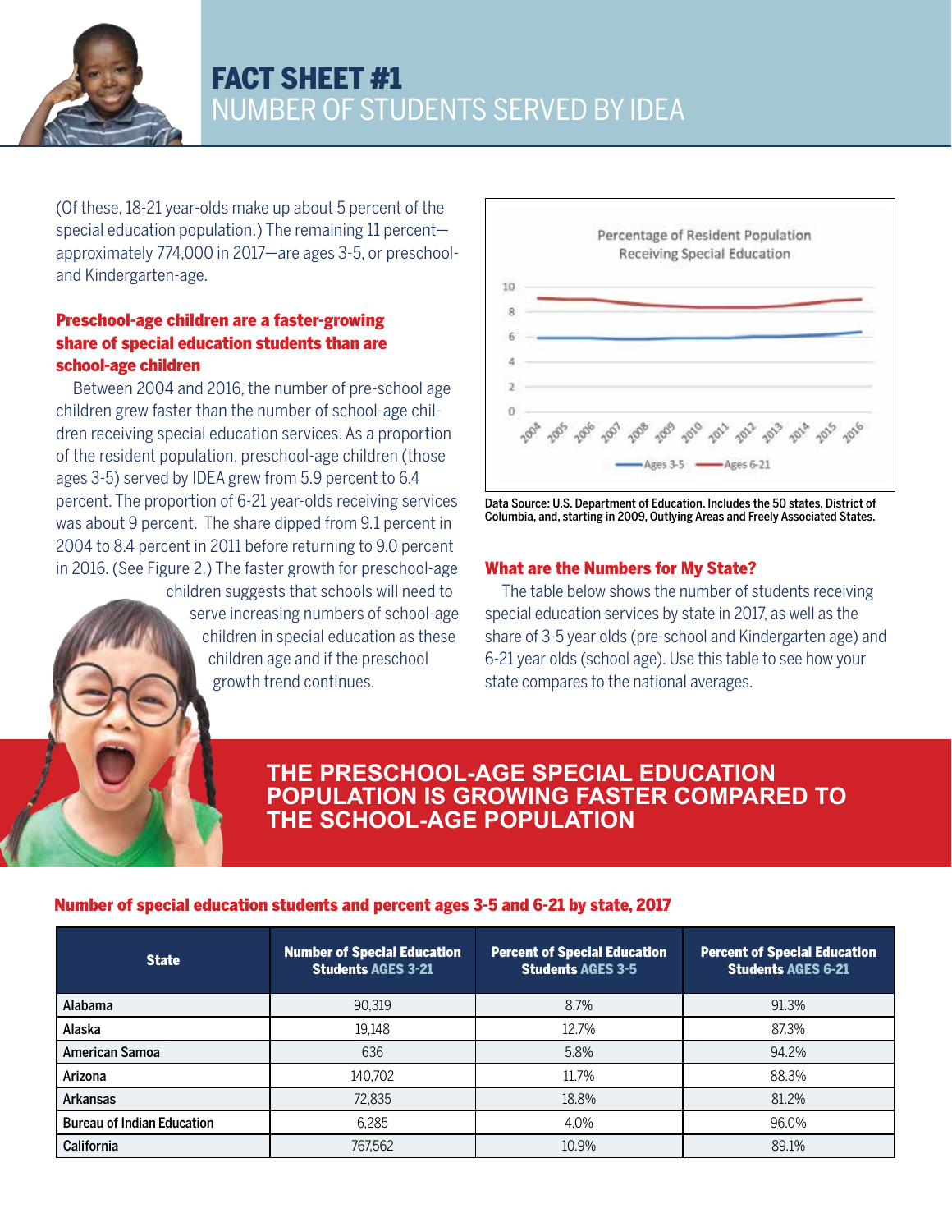# FACT SHEET #1

## NUMBER OF STUDENTS SERVED BY IDEA

(Of these, 18-21 year-olds make up about 5 percent of the special education population.) The remaining 11 percent—approximately 774,000 in 2017—are ages 3-5, or preschool- and Kindergarten-age.

### Preschool-age children are a faster-growing share of special education students than are school-age children

Between 2004 and 2016, the number of pre-school age children grew faster than the number of school-age children receiving special education services. As a proportion of the resident population, preschool-age children (those ages 3-5) served by IDEA grew from 5.9 percent to 6.4 percent. The proportion of 6-21 year-olds receiving services was about 9 percent. The share dipped from 9.1 percent in 2004 to 8.4 percent in 2011 before returning to 9.0 percent in 2016. (See Figure 2.) The faster growth for preschool-age children suggests that schools will need to serve increasing numbers of school-age children in special education as these children age and if the preschool growth trend continues.

Percentage of Resident Population Receiving Special Education

Data Source: U.S. Department of Education. Includes the 50 states, District of Columbia, and, starting in 2009, Outlying Areas and Freely Associated States.

### What are the Numbers for My State?

The table below shows the number of students receiving special education services by state in 2017, as well as the share of 3-5 year olds (pre-school and Kindergarten age) and 6-21 year olds (school age). Use this table to see how your state compares to the national averages.

**THE PRESCHOOL-AGE SPECIAL EDUCATION POPULATION IS GROWING FASTER COMPARED TO THE SCHOOL-AGE POPULATION**

### Number of special education students and percent ages 3-5 and 6-21 by state, 2017

| State | Number of Special Education Students AGES 3-21 | Percent of Special Education Students AGES 3-5 | Percent of Special Education Students AGES 6-21 |
|---|---|---|---|
| Alabama | 90,319 | 8.7% | 91.3% |
| Alaska | 19,148 | 12.7% | 87.3% |
| American Samoa | 636 | 5.8% | 94.2% |
| Arizona | 140,702 | 11.7% | 88.3% |
| Arkansas | 72,835 | 18.8% | 81.2% |
| Bureau of Indian Education | 6,285 | 4.0% | 96.0% |
| California | 767,562 | 10.9% | 89.1% |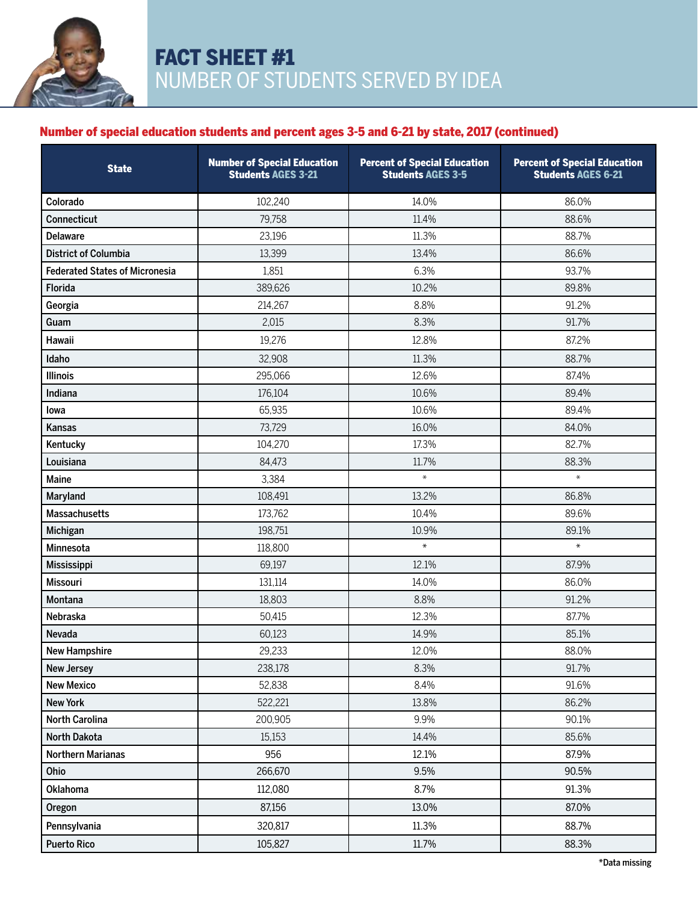# FACT SHEET #1

## NUMBER OF STUDENTS SERVED BY IDEA

### Number of special education students and percent ages 3-5 and 6-21 by state, 2017 (continued)

| State | Number of Special Education Students AGES 3-21 | Percent of Special Education Students AGES 3-5 | Percent of Special Education Students AGES 6-21 |
|---|---|---|---|
| Colorado | 102,240 | 14.0% | 86.0% |
| Connecticut | 79,758 | 11.4% | 88.6% |
| Delaware | 23,196 | 11.3% | 88.7% |
| District of Columbia | 13,399 | 13.4% | 86.6% |
| Federated States of Micronesia | 1,851 | 6.3% | 93.7% |
| Florida | 389,626 | 10.2% | 89.8% |
| Georgia | 214,267 | 8.8% | 91.2% |
| Guam | 2,015 | 8.3% | 91.7% |
| Hawaii | 19,276 | 12.8% | 87.2% |
| Idaho | 32,908 | 11.3% | 88.7% |
| Illinois | 295,066 | 12.6% | 87.4% |
| Indiana | 176,104 | 10.6% | 89.4% |
| Iowa | 65,935 | 10.6% | 89.4% |
| Kansas | 73,729 | 16.0% | 84.0% |
| Kentucky | 104,270 | 17.3% | 82.7% |
| Louisiana | 84,473 | 11.7% | 88.3% |
| Maine | 3,384 | * | * |
| Maryland | 108,491 | 13.2% | 86.8% |
| Massachusetts | 173,762 | 10.4% | 89.6% |
| Michigan | 198,751 | 10.9% | 89.1% |
| Minnesota | 118,800 | * | * |
| Mississippi | 69,197 | 12.1% | 87.9% |
| Missouri | 131,114 | 14.0% | 86.0% |
| Montana | 18,803 | 8.8% | 91.2% |
| Nebraska | 50,415 | 12.3% | 87.7% |
| Nevada | 60,123 | 14.9% | 85.1% |
| New Hampshire | 29,233 | 12.0% | 88.0% |
| New Jersey | 238,178 | 8.3% | 91.7% |
| New Mexico | 52,838 | 8.4% | 91.6% |
| New York | 522,221 | 13.8% | 86.2% |
| North Carolina | 200,905 | 9.9% | 90.1% |
| North Dakota | 15,153 | 14.4% | 85.6% |
| Northern Marianas | 956 | 12.1% | 87.9% |
| Ohio | 266,670 | 9.5% | 90.5% |
| Oklahoma | 112,080 | 8.7% | 91.3% |
| Oregon | 87,156 | 13.0% | 87.0% |
| Pennsylvania | 320,817 | 11.3% | 88.7% |
| Puerto Rico | 105,827 | 11.7% | 88.3% |

*Data missing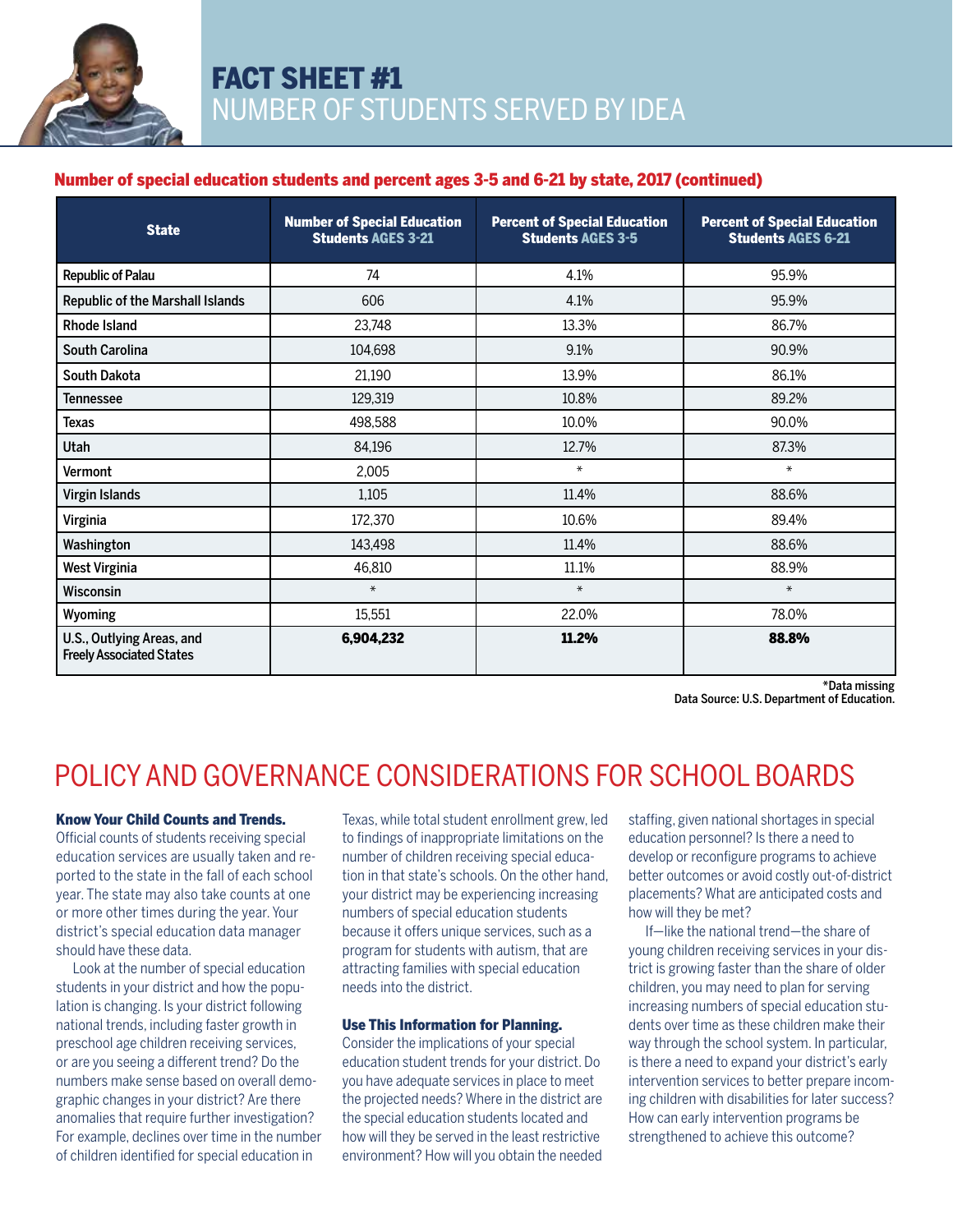# FACT SHEET #1
## NUMBER OF STUDENTS SERVED BY IDEA

**Number of special education students and percent ages 3-5 and 6-21 by state, 2017 (continued)**

| State | Number of Special Education Students AGES 3-21 | Percent of Special Education Students AGES 3-5 | Percent of Special Education Students AGES 6-21 |
|---|---|---|---|
| Republic of Palau | 74 | 4.1% | 95.9% |
| Republic of the Marshall Islands | 606 | 4.1% | 95.9% |
| Rhode Island | 23,748 | 13.3% | 86.7% |
| South Carolina | 104,698 | 9.1% | 90.9% |
| South Dakota | 21,190 | 13.9% | 86.1% |
| Tennessee | 129,319 | 10.8% | 89.2% |
| Texas | 498,588 | 10.0% | 90.0% |
| Utah | 84,196 | 12.7% | 87.3% |
| Vermont | 2,005 | * | * |
| Virgin Islands | 1,105 | 11.4% | 88.6% |
| Virginia | 172,370 | 10.6% | 89.4% |
| Washington | 143,498 | 11.4% | 88.6% |
| West Virginia | 46,810 | 11.1% | 88.9% |
| Wisconsin | * | * | * |
| Wyoming | 15,551 | 22.0% | 78.0% |
| U.S., Outlying Areas, and Freely Associated States | **6,904,232** | **11.2%** | **88.8%** |

*Data missing
Data Source: U.S. Department of Education.

# POLICY AND GOVERNANCE CONSIDERATIONS FOR SCHOOL BOARDS

**Know Your Child Counts and Trends.**
Official counts of students receiving special education services are usually taken and reported to the state in the fall of each school year. The state may also take counts at one or more other times during the year. Your district's special education data manager should have these data.

Look at the number of special education students in your district and how the population is changing. Is your district following national trends, including faster growth in preschool age children receiving services, or are you seeing a different trend? Do the numbers make sense based on overall demographic changes in your district? Are there anomalies that require further investigation? For example, declines over time in the number of children identified for special education in Texas, while total student enrollment grew, led to findings of inappropriate limitations on the number of children receiving special education in that state's schools. On the other hand, your district may be experiencing increasing numbers of special education students because it offers unique services, such as a program for students with autism, that are attracting families with special education needs into the district.

**Use This Information for Planning.**
Consider the implications of your special education student trends for your district. Do you have adequate services in place to meet the projected needs? Where in the district are the special education students located and how will they be served in the least restrictive environment? How will you obtain the needed staffing, given national shortages in special education personnel? Is there a need to develop or reconfigure programs to achieve better outcomes or avoid costly out-of-district placements? What are anticipated costs and how will they be met?

If—like the national trend—the share of young children receiving services in your district is growing faster than the share of older children, you may need to plan for serving increasing numbers of special education students over time as these children make their way through the school system. In particular, is there a need to expand your district's early intervention services to better prepare incoming children with disabilities for later success? How can early intervention programs be strengthened to achieve this outcome?